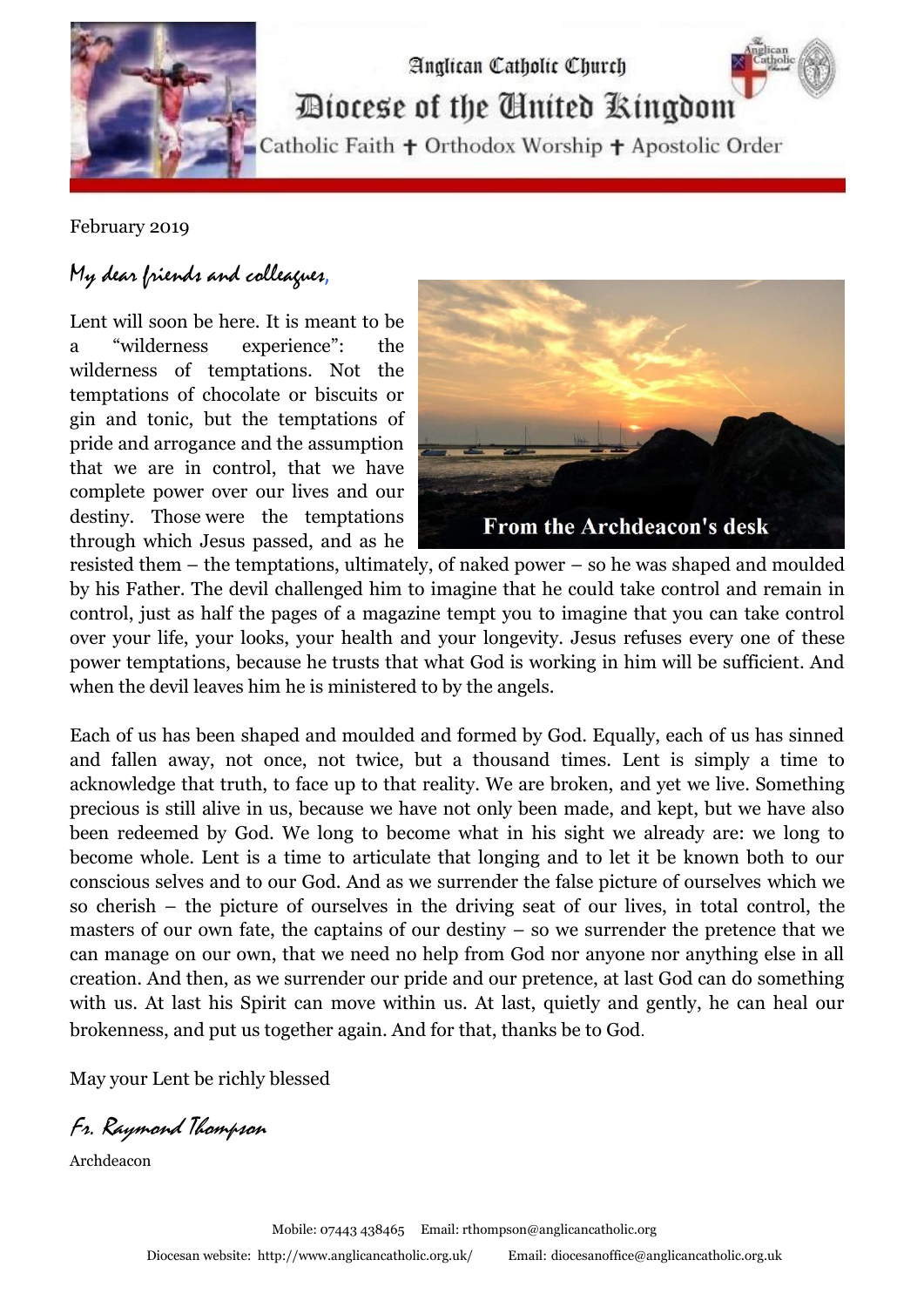Anglican Catholic Church

# Diocese of the United Kingdom

Catholic Faith ✝ Orthodox Worship ✝ Apostolic Order

February 2019

From the Archdeacon's desk

*My dear friends and colleagues,*

Lent will soon be here. It is meant to be a "wilderness experience": the wilderness of temptations. Not the temptations of chocolate or biscuits or gin and tonic, but the temptations of pride and arrogance and the assumption that we are in control, that we have complete power over our lives and our destiny. Those were the temptations through which Jesus passed, and as he resisted them – the temptations, ultimately, of naked power – so he was shaped and moulded by his Father. The devil challenged him to imagine that he could take control and remain in control, just as half the pages of a magazine tempt you to imagine that you can take control over your life, your looks, your health and your longevity. Jesus refuses every one of these power temptations, because he trusts that what God is working in him will be sufficient. And when the devil leaves him he is ministered to by the angels.

Each of us has been shaped and moulded and formed by God. Equally, each of us has sinned and fallen away, not once, not twice, but a thousand times. Lent is simply a time to acknowledge that truth, to face up to that reality. We are broken, and yet we live. Something precious is still alive in us, because we have not only been made, and kept, but we have also been redeemed by God. We long to become what in his sight we already are: we long to become whole. Lent is a time to articulate that longing and to let it be known both to our conscious selves and to our God. And as we surrender the false picture of ourselves which we so cherish – the picture of ourselves in the driving seat of our lives, in total control, the masters of our own fate, the captains of our destiny – so we surrender the pretence that we can manage on our own, that we need no help from God nor anyone nor anything else in all creation. And then, as we surrender our pride and our pretence, at last God can do something with us. At last his Spirit can move within us. At last, quietly and gently, he can heal our brokenness, and put us together again. And for that, thanks be to God.

May your Lent be richly blessed

*Fr. Raymond Thompson*

Archdeacon

Mobile: 07443 438465 Email: rthompson@anglicancatholic.org

Diocesan website: http://www.anglicancatholic.org.uk/ Email: diocesanoffice@anglicancatholic.org.uk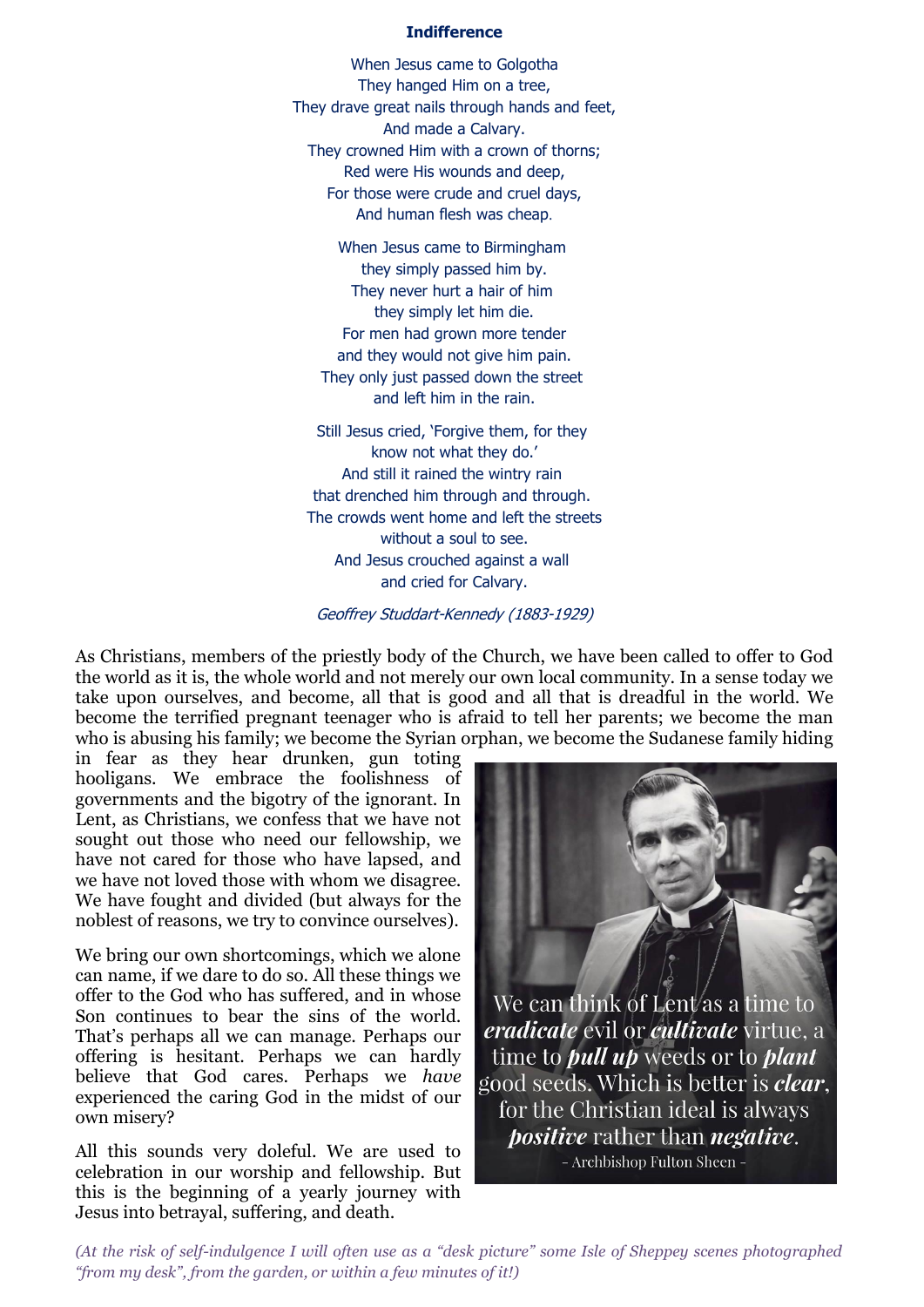### Indifference

When Jesus came to Golgotha  
They hanged Him on a tree,  
They drave great nails through hands and feet,  
And made a Calvary.  
They crowned Him with a crown of thorns;  
Red were His wounds and deep,  
For those were crude and cruel days,  
And human flesh was cheap.

When Jesus came to Birmingham  
they simply passed him by.  
They never hurt a hair of him  
they simply let him die.  
For men had grown more tender  
and they would not give him pain.  
They only just passed down the street  
and left him in the rain.

Still Jesus cried, 'Forgive them, for they  
know not what they do.'  
And still it rained the wintry rain  
that drenched him through and through.  
The crowds went home and left the streets  
without a soul to see.  
And Jesus crouched against a wall  
and cried for Calvary.

*Geoffrey Studdart-Kennedy (1883-1929)*

As Christians, members of the priestly body of the Church, we have been called to offer to God the world as it is, the whole world and not merely our own local community. In a sense today we take upon ourselves, and become, all that is good and all that is dreadful in the world. We become the terrified pregnant teenager who is afraid to tell her parents; we become the man who is abusing his family; we become the Syrian orphan, we become the Sudanese family hiding in fear as they hear drunken, gun toting hooligans. We embrace the foolishness of governments and the bigotry of the ignorant. In Lent, as Christians, we confess that we have not sought out those who need our fellowship, we have not cared for those who have lapsed, and we have not loved those with whom we disagree. We have fought and divided (but always for the noblest of reasons, we try to convince ourselves).

We bring our own shortcomings, which we alone can name, if we dare to do so. All these things we offer to the God who has suffered, and in whose Son continues to bear the sins of the world. That's perhaps all we can manage. Perhaps our offering is hesitant. Perhaps we can hardly believe that God cares. Perhaps we *have* experienced the caring God in the midst of our own misery?

All this sounds very doleful. We are used to celebration in our worship and fellowship. But this is the beginning of a yearly journey with Jesus into betrayal, suffering, and death.

> We can think of Lent as a time to ***eradicate*** evil or ***cultivate*** virtue, a time to ***pull up*** weeds or to ***plant*** good seeds. Which is better is ***clear***, for the Christian ideal is always ***positive*** rather than ***negative***.
>
> - Archbishop Fulton Sheen -

*(At the risk of self-indulgence I will often use as a "desk picture" some Isle of Sheppey scenes photographed "from my desk", from the garden, or within a few minutes of it!)*